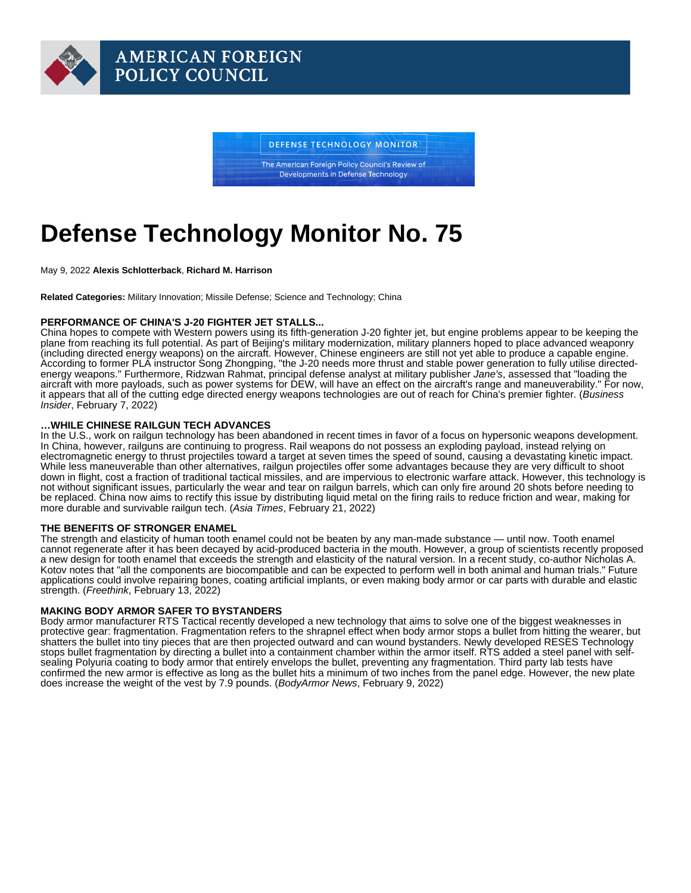AMERICAN FOREIGN POLICY COUNCIL

DEFENSE TECHNOLOGY MONITOR

The American Foreign Policy Council's Review of Developments in Defense Technology

# Defense Technology Monitor No. 75

May 9, 2022 **Alexis Schlotterback**, **Richard M. Harrison**

**Related Categories:** Military Innovation; Missile Defense; Science and Technology; China

### PERFORMANCE OF CHINA'S J-20 FIGHTER JET STALLS...

China hopes to compete with Western powers using its fifth-generation J-20 fighter jet, but engine problems appear to be keeping the plane from reaching its full potential. As part of Beijing's military modernization, military planners hoped to place advanced weaponry (including directed energy weapons) on the aircraft. However, Chinese engineers are still not yet able to produce a capable engine. According to former PLA instructor Song Zhongping, "the J-20 needs more thrust and stable power generation to fully utilise directed-energy weapons." Furthermore, Ridzwan Rahmat, principal defense analyst at military publisher *Jane's*, assessed that "loading the aircraft with more payloads, such as power systems for DEW, will have an effect on the aircraft's range and maneuverability." For now, it appears that all of the cutting edge directed energy weapons technologies are out of reach for China's premier fighter. (*Business Insider*, February 7, 2022)

### …WHILE CHINESE RAILGUN TECH ADVANCES

In the U.S., work on railgun technology has been abandoned in recent times in favor of a focus on hypersonic weapons development. In China, however, railguns are continuing to progress. Rail weapons do not possess an exploding payload, instead relying on electromagnetic energy to thrust projectiles toward a target at seven times the speed of sound, causing a devastating kinetic impact. While less maneuverable than other alternatives, railgun projectiles offer some advantages because they are very difficult to shoot down in flight, cost a fraction of traditional tactical missiles, and are impervious to electronic warfare attack. However, this technology is not without significant issues, particularly the wear and tear on railgun barrels, which can only fire around 20 shots before needing to be replaced. China now aims to rectify this issue by distributing liquid metal on the firing rails to reduce friction and wear, making for more durable and survivable railgun tech. (*Asia Times*, February 21, 2022)

### THE BENEFITS OF STRONGER ENAMEL

The strength and elasticity of human tooth enamel could not be beaten by any man-made substance — until now. Tooth enamel cannot regenerate after it has been decayed by acid-produced bacteria in the mouth. However, a group of scientists recently proposed a new design for tooth enamel that exceeds the strength and elasticity of the natural version. In a recent study, co-author Nicholas A. Kotov notes that "all the components are biocompatible and can be expected to perform well in both animal and human trials." Future applications could involve repairing bones, coating artificial implants, or even making body armor or car parts with durable and elastic strength. (*Freethink*, February 13, 2022)

### MAKING BODY ARMOR SAFER TO BYSTANDERS

Body armor manufacturer RTS Tactical recently developed a new technology that aims to solve one of the biggest weaknesses in protective gear: fragmentation. Fragmentation refers to the shrapnel effect when body armor stops a bullet from hitting the wearer, but shatters the bullet into tiny pieces that are then projected outward and can wound bystanders. Newly developed RESES Technology stops bullet fragmentation by directing a bullet into a containment chamber within the armor itself. RTS added a steel panel with self-sealing Polyuria coating to body armor that entirely envelops the bullet, preventing any fragmentation. Third party lab tests have confirmed the new armor is effective as long as the bullet hits a minimum of two inches from the panel edge. However, the new plate does increase the weight of the vest by 7.9 pounds. (*BodyArmor News*, February 9, 2022)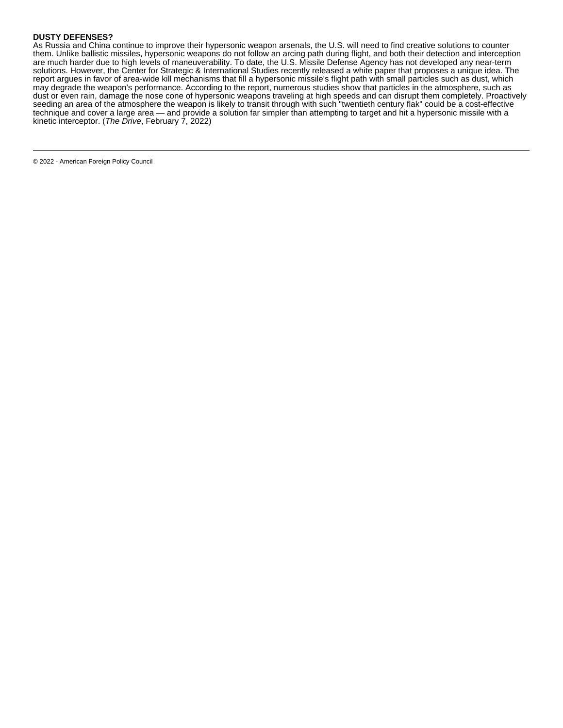**DUSTY DEFENSES?**

As Russia and China continue to improve their hypersonic weapon arsenals, the U.S. will need to find creative solutions to counter them. Unlike ballistic missiles, hypersonic weapons do not follow an arcing path during flight, and both their detection and interception are much harder due to high levels of maneuverability. To date, the U.S. Missile Defense Agency has not developed any near-term solutions. However, the Center for Strategic & International Studies recently released a white paper that proposes a unique idea. The report argues in favor of area-wide kill mechanisms that fill a hypersonic missile's flight path with small particles such as dust, which may degrade the weapon's performance. According to the report, numerous studies show that particles in the atmosphere, such as dust or even rain, damage the nose cone of hypersonic weapons traveling at high speeds and can disrupt them completely. Proactively seeding an area of the atmosphere the weapon is likely to transit through with such "twentieth century flak" could be a cost-effective technique and cover a large area — and provide a solution far simpler than attempting to target and hit a hypersonic missile with a kinetic interceptor. (*The Drive*, February 7, 2022)

---

© 2022 - American Foreign Policy Council